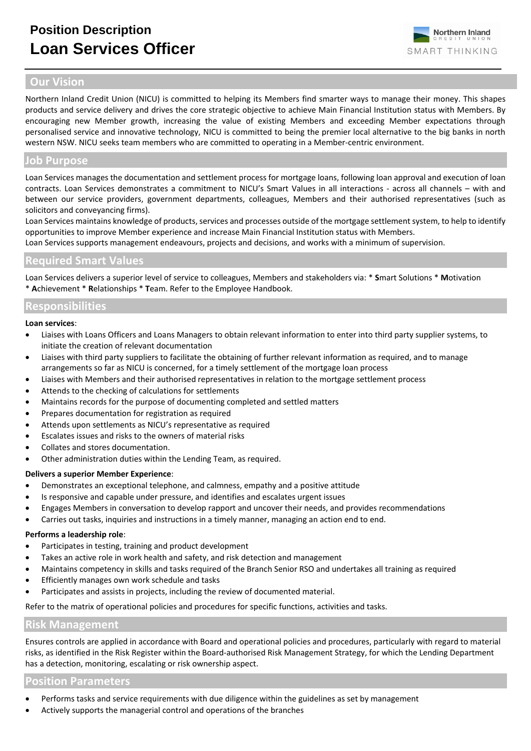# Position Description
# Loan Services Officer

Northern Inland CREDIT UNION SMART THINKING

## Our Vision

Northern Inland Credit Union (NICU) is committed to helping its Members find smarter ways to manage their money. This shapes products and service delivery and drives the core strategic objective to achieve Main Financial Institution status with Members. By encouraging new Member growth, increasing the value of existing Members and exceeding Member expectations through personalised service and innovative technology, NICU is committed to being the premier local alternative to the big banks in north western NSW. NICU seeks team members who are committed to operating in a Member-centric environment.

## Job Purpose

Loan Services manages the documentation and settlement process for mortgage loans, following loan approval and execution of loan contracts. Loan Services demonstrates a commitment to NICU's Smart Values in all interactions - across all channels – with and between our service providers, government departments, colleagues, Members and their authorised representatives (such as solicitors and conveyancing firms).

Loan Services maintains knowledge of products, services and processes outside of the mortgage settlement system, to help to identify opportunities to improve Member experience and increase Main Financial Institution status with Members.

Loan Services supports management endeavours, projects and decisions, and works with a minimum of supervision.

## Required Smart Values

Loan Services delivers a superior level of service to colleagues, Members and stakeholders via: * **S**mart Solutions * **M**otivation * **A**chievement * **R**elationships * **T**eam. Refer to the Employee Handbook.

## Responsibilities

**Loan services**:

- Liaises with Loans Officers and Loans Managers to obtain relevant information to enter into third party supplier systems, to initiate the creation of relevant documentation
- Liaises with third party suppliers to facilitate the obtaining of further relevant information as required, and to manage arrangements so far as NICU is concerned, for a timely settlement of the mortgage loan process
- Liaises with Members and their authorised representatives in relation to the mortgage settlement process
- Attends to the checking of calculations for settlements
- Maintains records for the purpose of documenting completed and settled matters
- Prepares documentation for registration as required
- Attends upon settlements as NICU's representative as required
- Escalates issues and risks to the owners of material risks
- Collates and stores documentation.
- Other administration duties within the Lending Team, as required.

**Delivers a superior Member Experience**:

- Demonstrates an exceptional telephone, and calmness, empathy and a positive attitude
- Is responsive and capable under pressure, and identifies and escalates urgent issues
- Engages Members in conversation to develop rapport and uncover their needs, and provides recommendations
- Carries out tasks, inquiries and instructions in a timely manner, managing an action end to end.

**Performs a leadership role**:

- Participates in testing, training and product development
- Takes an active role in work health and safety, and risk detection and management
- Maintains competency in skills and tasks required of the Branch Senior RSO and undertakes all training as required
- Efficiently manages own work schedule and tasks
- Participates and assists in projects, including the review of documented material.

Refer to the matrix of operational policies and procedures for specific functions, activities and tasks.

## Risk Management

Ensures controls are applied in accordance with Board and operational policies and procedures, particularly with regard to material risks, as identified in the Risk Register within the Board-authorised Risk Management Strategy, for which the Lending Department has a detection, monitoring, escalating or risk ownership aspect.

## Position Parameters

- Performs tasks and service requirements with due diligence within the guidelines as set by management
- Actively supports the managerial control and operations of the branches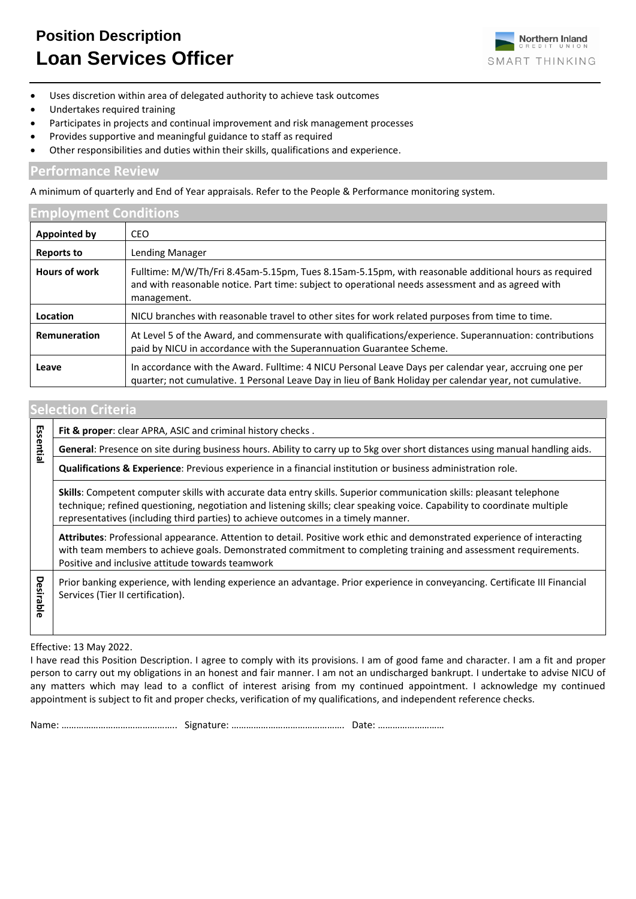- Uses discretion within area of delegated authority to achieve task outcomes
- Undertakes required training
- Participates in projects and continual improvement and risk management processes
- Provides supportive and meaningful guidance to staff as required
- Other responsibilities and duties within their skills, qualifications and experience.

## Performance Review

A minimum of quarterly and End of Year appraisals. Refer to the People & Performance monitoring system.

## Employment Conditions

| | |
|---|---|
| **Appointed by** | CEO |
| **Reports to** | Lending Manager |
| **Hours of work** | Fulltime: M/W/Th/Fri 8.45am-5.15pm, Tues 8.15am-5.15pm, with reasonable additional hours as required and with reasonable notice. Part time: subject to operational needs assessment and as agreed with management. |
| **Location** | NICU branches with reasonable travel to other sites for work related purposes from time to time. |
| **Remuneration** | At Level 5 of the Award, and commensurate with qualifications/experience. Superannuation: contributions paid by NICU in accordance with the Superannuation Guarantee Scheme. |
| **Leave** | In accordance with the Award. Fulltime: 4 NICU Personal Leave Days per calendar year, accruing one per quarter; not cumulative. 1 Personal Leave Day in lieu of Bank Holiday per calendar year, not cumulative. |

## Selection Criteria

| | |
|---|---|
| **Essential** | **Fit & proper**: clear APRA, ASIC and criminal history checks . |
| | **General**: Presence on site during business hours. Ability to carry up to 5kg over short distances using manual handling aids. |
| | **Qualifications & Experience**: Previous experience in a financial institution or business administration role. |
| | **Skills**: Competent computer skills with accurate data entry skills. Superior communication skills: pleasant telephone technique; refined questioning, negotiation and listening skills; clear speaking voice. Capability to coordinate multiple representatives (including third parties) to achieve outcomes in a timely manner. |
| | **Attributes**: Professional appearance. Attention to detail. Positive work ethic and demonstrated experience of interacting with team members to achieve goals. Demonstrated commitment to completing training and assessment requirements. Positive and inclusive attitude towards teamwork |
| **Desirable** | Prior banking experience, with lending experience an advantage. Prior experience in conveyancing. Certificate III Financial Services (Tier II certification). |

Effective: 13 May 2022.

I have read this Position Description. I agree to comply with its provisions. I am of good fame and character. I am a fit and proper person to carry out my obligations in an honest and fair manner. I am not an undischarged bankrupt. I undertake to advise NICU of any matters which may lead to a conflict of interest arising from my continued appointment. I acknowledge my continued appointment is subject to fit and proper checks, verification of my qualifications, and independent reference checks.

Name: ……………………………………….. Signature: ……………………………………… Date: ………………………